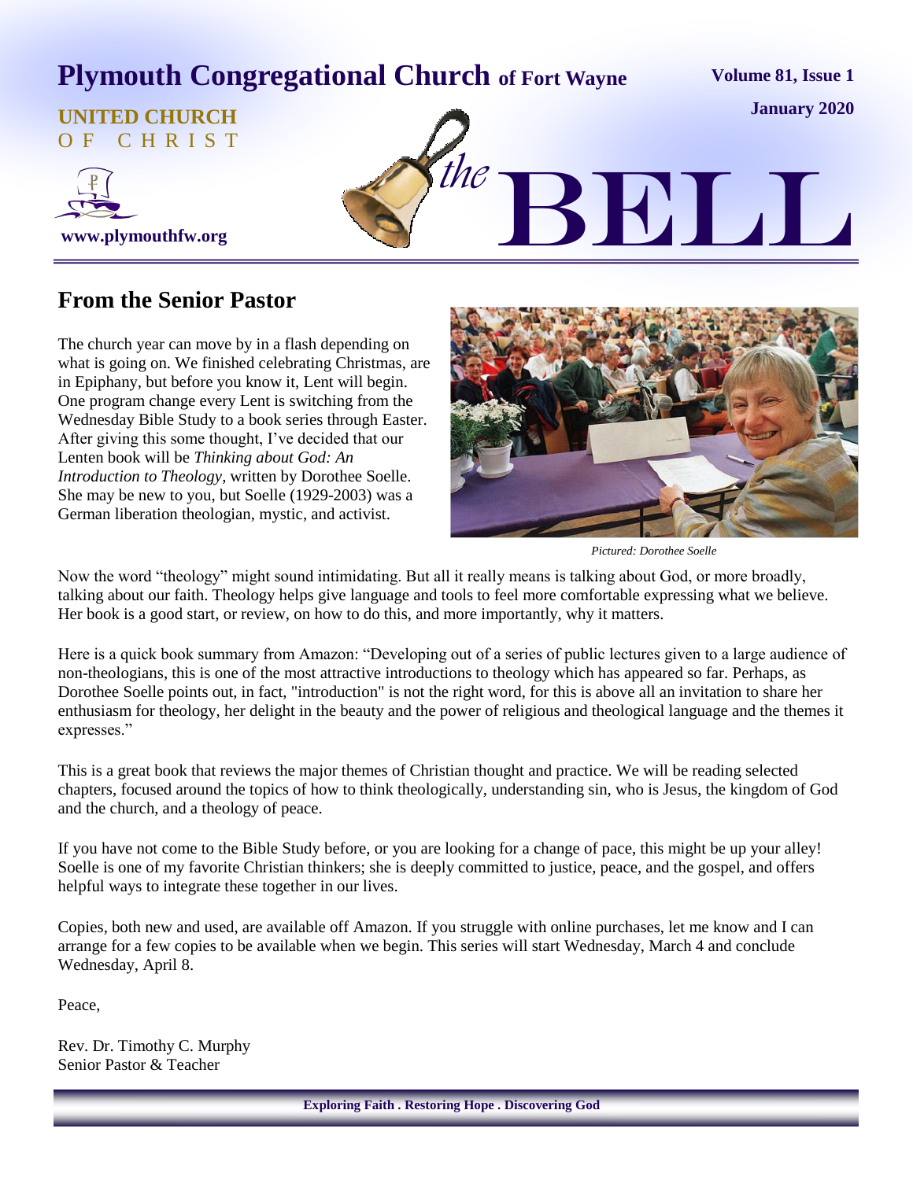# Plymouth Congregational Church of Fort Wayne

**Volume 81, Issue 1**

**January 2020**

**UNITED CHURCH OF CHRIST**

**www.plymouthfw.org**

# the BELL

## From the Senior Pastor

The church year can move by in a flash depending on what is going on. We finished celebrating Christmas, are in Epiphany, but before you know it, Lent will begin. One program change every Lent is switching from the Wednesday Bible Study to a book series through Easter. After giving this some thought, I've decided that our Lenten book will be *Thinking about God: An Introduction to Theology*, written by Dorothee Soelle. She may be new to you, but Soelle (1929-2003) was a German liberation theologian, mystic, and activist.

*Pictured: Dorothee Soelle*

Now the word "theology" might sound intimidating. But all it really means is talking about God, or more broadly, talking about our faith. Theology helps give language and tools to feel more comfortable expressing what we believe. Her book is a good start, or review, on how to do this, and more importantly, why it matters.

Here is a quick book summary from Amazon: "Developing out of a series of public lectures given to a large audience of non-theologians, this is one of the most attractive introductions to theology which has appeared so far. Perhaps, as Dorothee Soelle points out, in fact, "introduction" is not the right word, for this is above all an invitation to share her enthusiasm for theology, her delight in the beauty and the power of religious and theological language and the themes it expresses."

This is a great book that reviews the major themes of Christian thought and practice. We will be reading selected chapters, focused around the topics of how to think theologically, understanding sin, who is Jesus, the kingdom of God and the church, and a theology of peace.

If you have not come to the Bible Study before, or you are looking for a change of pace, this might be up your alley! Soelle is one of my favorite Christian thinkers; she is deeply committed to justice, peace, and the gospel, and offers helpful ways to integrate these together in our lives.

Copies, both new and used, are available off Amazon. If you struggle with online purchases, let me know and I can arrange for a few copies to be available when we begin. This series will start Wednesday, March 4 and conclude Wednesday, April 8.

Peace,

Rev. Dr. Timothy C. Murphy
Senior Pastor & Teacher

**Exploring Faith . Restoring Hope . Discovering God**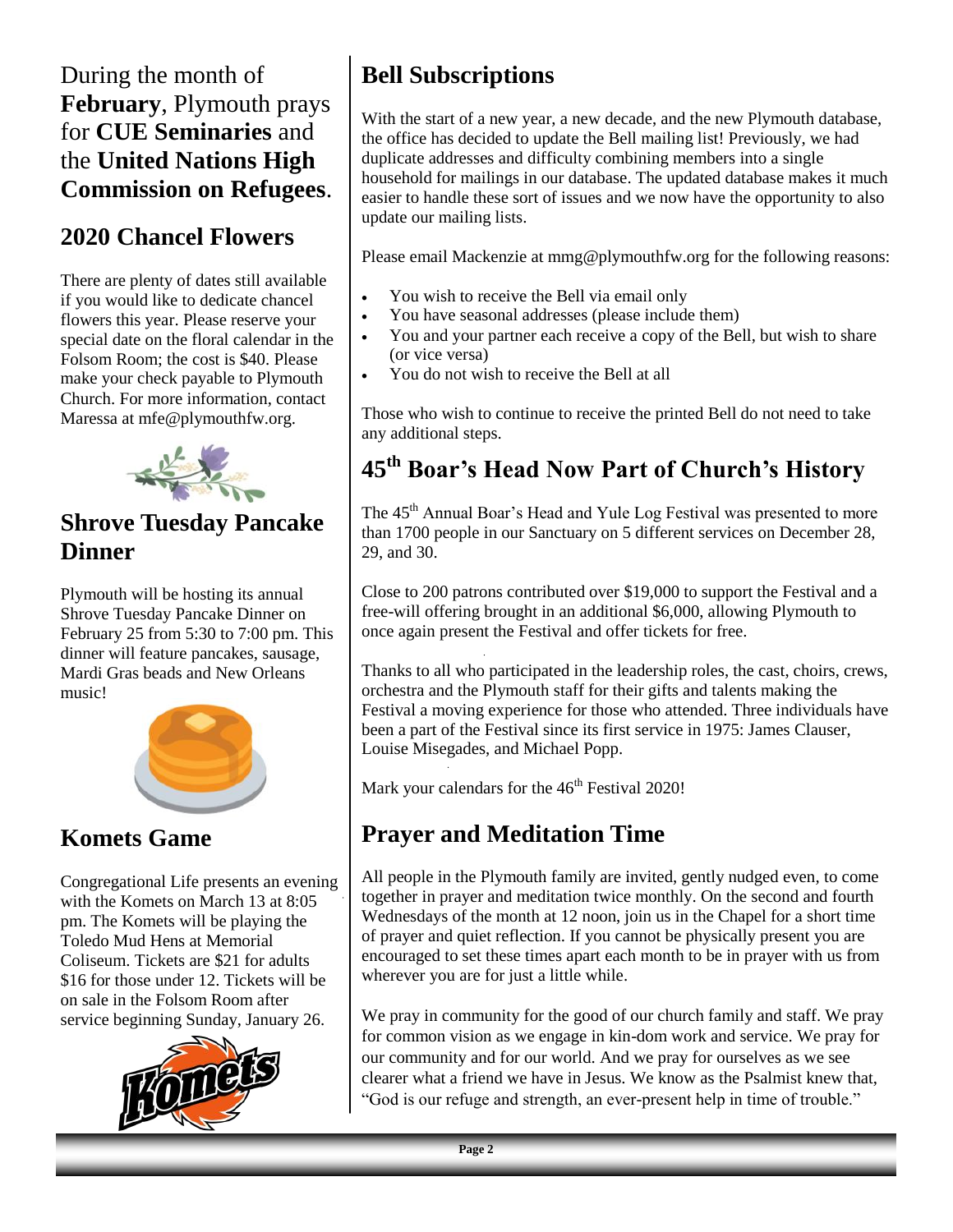During the month of **February**, Plymouth prays for **CUE Seminaries** and the **United Nations High Commission on Refugees**.

## 2020 Chancel Flowers

There are plenty of dates still available if you would like to dedicate chancel flowers this year. Please reserve your special date on the floral calendar in the Folsom Room; the cost is $40. Please make your check payable to Plymouth Church. For more information, contact Maressa at mfe@plymouthfw.org.

## Shrove Tuesday Pancake Dinner

Plymouth will be hosting its annual Shrove Tuesday Pancake Dinner on February 25 from 5:30 to 7:00 pm. This dinner will feature pancakes, sausage, Mardi Gras beads and New Orleans music!

## Komets Game

Congregational Life presents an evening with the Komets on March 13 at 8:05 pm. The Komets will be playing the Toledo Mud Hens at Memorial Coliseum. Tickets are $21 for adults $16 for those under 12. Tickets will be on sale in the Folsom Room after service beginning Sunday, January 26.

## Bell Subscriptions

With the start of a new year, a new decade, and the new Plymouth database, the office has decided to update the Bell mailing list! Previously, we had duplicate addresses and difficulty combining members into a single household for mailings in our database. The updated database makes it much easier to handle these sort of issues and we now have the opportunity to also update our mailing lists.

Please email Mackenzie at mmg@plymouthfw.org for the following reasons:

- You wish to receive the Bell via email only
- You have seasonal addresses (please include them)
- You and your partner each receive a copy of the Bell, but wish to share (or vice versa)
- You do not wish to receive the Bell at all

Those who wish to continue to receive the printed Bell do not need to take any additional steps.

## 45th Boar's Head Now Part of Church's History

The 45th Annual Boar's Head and Yule Log Festival was presented to more than 1700 people in our Sanctuary on 5 different services on December 28, 29, and 30.

Close to 200 patrons contributed over $19,000 to support the Festival and a free-will offering brought in an additional $6,000, allowing Plymouth to once again present the Festival and offer tickets for free.

Thanks to all who participated in the leadership roles, the cast, choirs, crews, orchestra and the Plymouth staff for their gifts and talents making the Festival a moving experience for those who attended. Three individuals have been a part of the Festival since its first service in 1975: James Clauser, Louise Misegades, and Michael Popp.

Mark your calendars for the 46th Festival 2020!

## Prayer and Meditation Time

All people in the Plymouth family are invited, gently nudged even, to come together in prayer and meditation twice monthly. On the second and fourth Wednesdays of the month at 12 noon, join us in the Chapel for a short time of prayer and quiet reflection. If you cannot be physically present you are encouraged to set these times apart each month to be in prayer with us from wherever you are for just a little while.

We pray in community for the good of our church family and staff. We pray for common vision as we engage in kin-dom work and service. We pray for our community and for our world. And we pray for ourselves as we see clearer what a friend we have in Jesus. We know as the Psalmist knew that, "God is our refuge and strength, an ever-present help in time of trouble."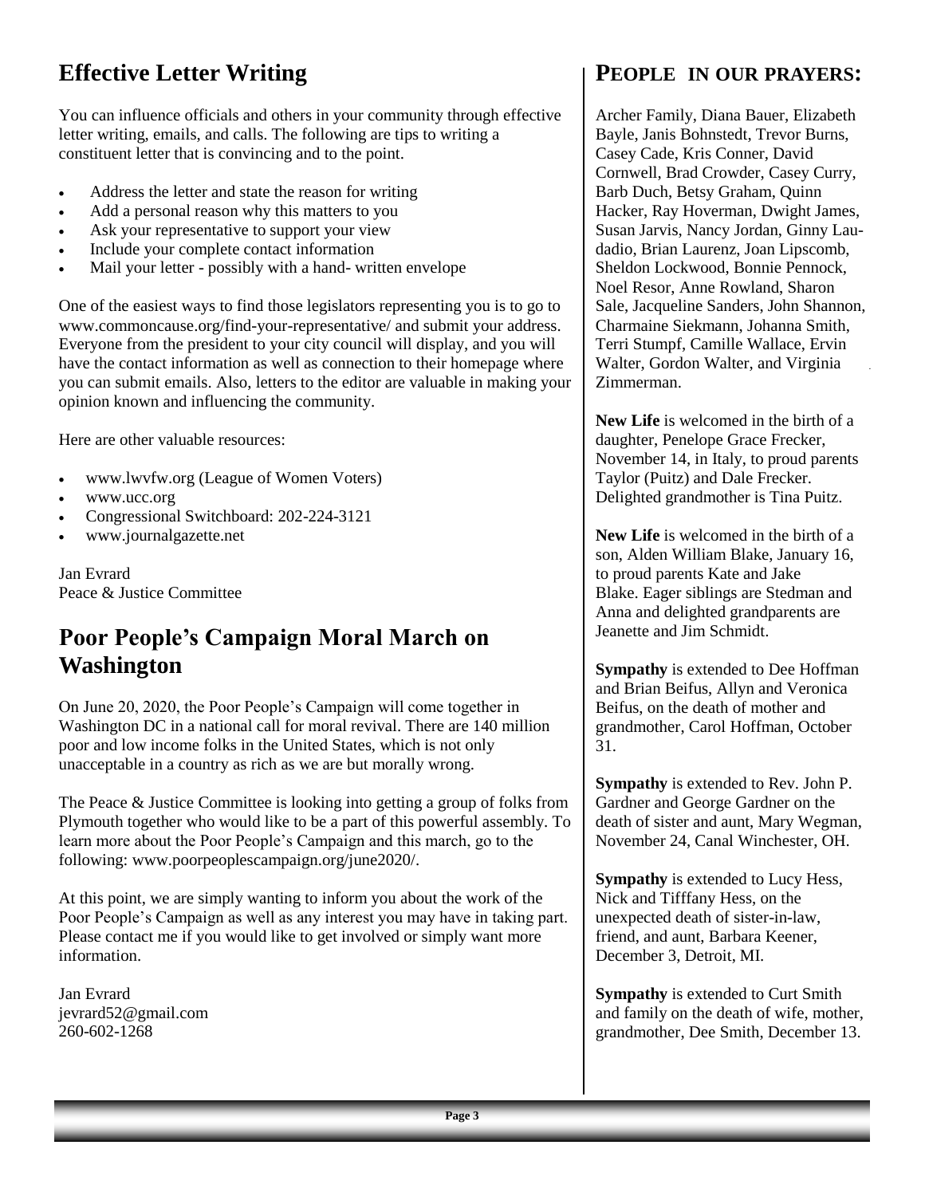## Effective Letter Writing

You can influence officials and others in your community through effective letter writing, emails, and calls. The following are tips to writing a constituent letter that is convincing and to the point.

- Address the letter and state the reason for writing
- Add a personal reason why this matters to you
- Ask your representative to support your view
- Include your complete contact information
- Mail your letter - possibly with a hand- written envelope

One of the easiest ways to find those legislators representing you is to go to www.commoncause.org/find-your-representative/ and submit your address. Everyone from the president to your city council will display, and you will have the contact information as well as connection to their homepage where you can submit emails. Also, letters to the editor are valuable in making your opinion known and influencing the community.

Here are other valuable resources:

- www.lwvfw.org (League of Women Voters)
- www.ucc.org
- Congressional Switchboard: 202-224-3121
- www.journalgazette.net

Jan Evrard
Peace & Justice Committee

## Poor People's Campaign Moral March on Washington

On June 20, 2020, the Poor People's Campaign will come together in Washington DC in a national call for moral revival. There are 140 million poor and low income folks in the United States, which is not only unacceptable in a country as rich as we are but morally wrong.

The Peace & Justice Committee is looking into getting a group of folks from Plymouth together who would like to be a part of this powerful assembly. To learn more about the Poor People's Campaign and this march, go to the following: www.poorpeoplescampaign.org/june2020/.

At this point, we are simply wanting to inform you about the work of the Poor People's Campaign as well as any interest you may have in taking part. Please contact me if you would like to get involved or simply want more information.

Jan Evrard
jevrard52@gmail.com
260-602-1268

## People in our prayers:

Archer Family, Diana Bauer, Elizabeth Bayle, Janis Bohnstedt, Trevor Burns, Casey Cade, Kris Conner, David Cornwell, Brad Crowder, Casey Curry, Barb Duch, Betsy Graham, Quinn Hacker, Ray Hoverman, Dwight James, Susan Jarvis, Nancy Jordan, Ginny Laudadio, Brian Laurenz, Joan Lipscomb, Sheldon Lockwood, Bonnie Pennock, Noel Resor, Anne Rowland, Sharon Sale, Jacqueline Sanders, John Shannon, Charmaine Siekmann, Johanna Smith, Terri Stumpf, Camille Wallace, Ervin Walter, Gordon Walter, and Virginia Zimmerman.

**New Life** is welcomed in the birth of a daughter, Penelope Grace Frecker, November 14, in Italy, to proud parents Taylor (Puitz) and Dale Frecker. Delighted grandmother is Tina Puitz.

**New Life** is welcomed in the birth of a son, Alden William Blake, January 16, to proud parents Kate and Jake Blake. Eager siblings are Stedman and Anna and delighted grandparents are Jeanette and Jim Schmidt.

**Sympathy** is extended to Dee Hoffman and Brian Beifus, Allyn and Veronica Beifus, on the death of mother and grandmother, Carol Hoffman, October 31.

**Sympathy** is extended to Rev. John P. Gardner and George Gardner on the death of sister and aunt, Mary Wegman, November 24, Canal Winchester, OH.

**Sympathy** is extended to Lucy Hess, Nick and Tifffany Hess, on the unexpected death of sister-in-law, friend, and aunt, Barbara Keener, December 3, Detroit, MI.

**Sympathy** is extended to Curt Smith and family on the death of wife, mother, grandmother, Dee Smith, December 13.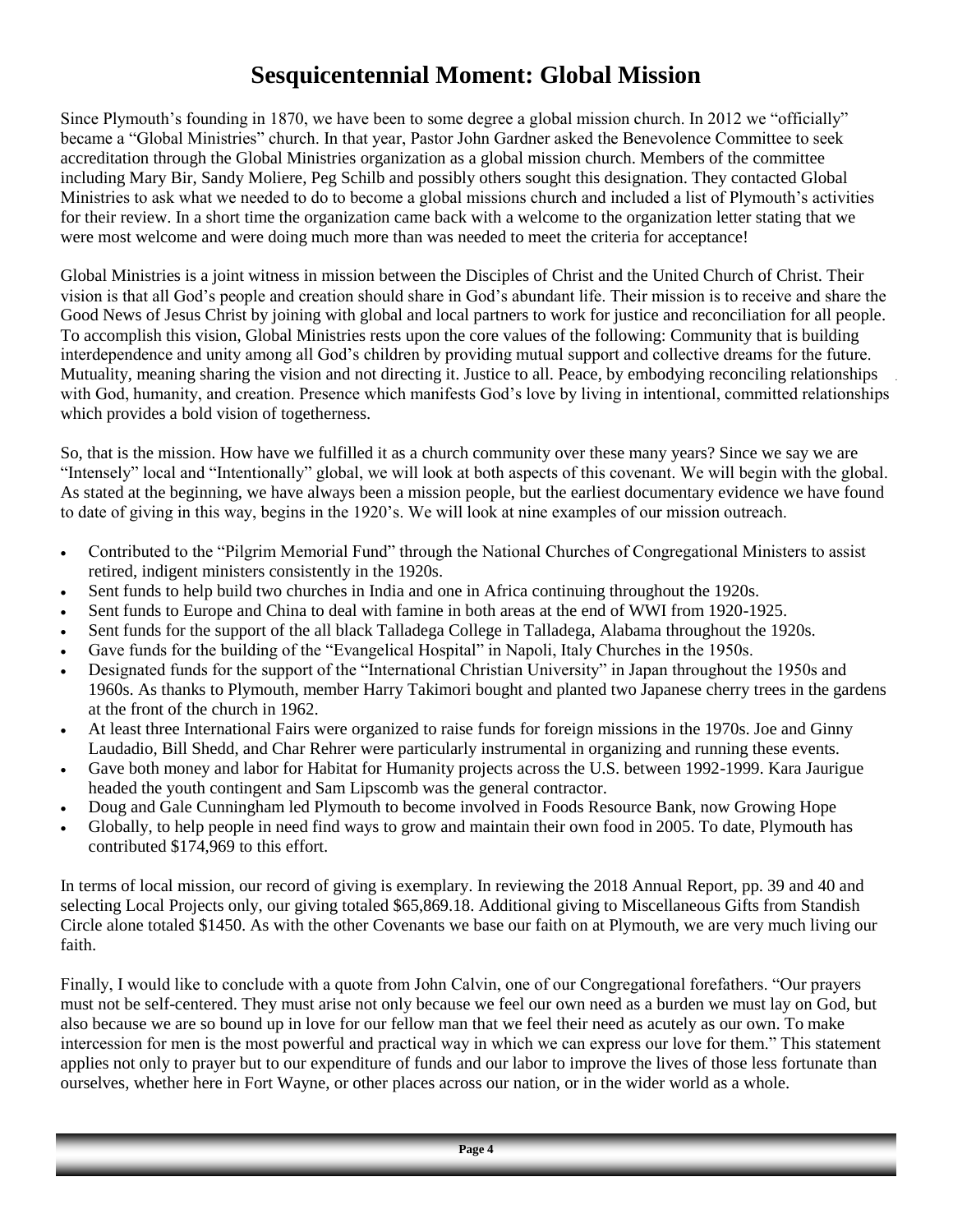# Sesquicentennial Moment: Global Mission

Since Plymouth's founding in 1870, we have been to some degree a global mission church. In 2012 we "officially" became a "Global Ministries" church. In that year, Pastor John Gardner asked the Benevolence Committee to seek accreditation through the Global Ministries organization as a global mission church. Members of the committee including Mary Bir, Sandy Moliere, Peg Schilb and possibly others sought this designation. They contacted Global Ministries to ask what we needed to do to become a global missions church and included a list of Plymouth's activities for their review. In a short time the organization came back with a welcome to the organization letter stating that we were most welcome and were doing much more than was needed to meet the criteria for acceptance!

Global Ministries is a joint witness in mission between the Disciples of Christ and the United Church of Christ. Their vision is that all God's people and creation should share in God's abundant life. Their mission is to receive and share the Good News of Jesus Christ by joining with global and local partners to work for justice and reconciliation for all people. To accomplish this vision, Global Ministries rests upon the core values of the following: Community that is building interdependence and unity among all God's children by providing mutual support and collective dreams for the future. Mutuality, meaning sharing the vision and not directing it. Justice to all. Peace, by embodying reconciling relationships with God, humanity, and creation. Presence which manifests God's love by living in intentional, committed relationships which provides a bold vision of togetherness.

So, that is the mission. How have we fulfilled it as a church community over these many years? Since we say we are "Intensely" local and "Intentionally" global, we will look at both aspects of this covenant. We will begin with the global. As stated at the beginning, we have always been a mission people, but the earliest documentary evidence we have found to date of giving in this way, begins in the 1920's. We will look at nine examples of our mission outreach.

- Contributed to the "Pilgrim Memorial Fund" through the National Churches of Congregational Ministers to assist retired, indigent ministers consistently in the 1920s.
- Sent funds to help build two churches in India and one in Africa continuing throughout the 1920s.
- Sent funds to Europe and China to deal with famine in both areas at the end of WWI from 1920-1925.
- Sent funds for the support of the all black Talladega College in Talladega, Alabama throughout the 1920s.
- Gave funds for the building of the "Evangelical Hospital" in Napoli, Italy Churches in the 1950s.
- Designated funds for the support of the "International Christian University" in Japan throughout the 1950s and 1960s. As thanks to Plymouth, member Harry Takimori bought and planted two Japanese cherry trees in the gardens at the front of the church in 1962.
- At least three International Fairs were organized to raise funds for foreign missions in the 1970s. Joe and Ginny Laudadio, Bill Shedd, and Char Rehrer were particularly instrumental in organizing and running these events.
- Gave both money and labor for Habitat for Humanity projects across the U.S. between 1992-1999. Kara Jaurigue headed the youth contingent and Sam Lipscomb was the general contractor.
- Doug and Gale Cunningham led Plymouth to become involved in Foods Resource Bank, now Growing Hope
- Globally, to help people in need find ways to grow and maintain their own food in 2005. To date, Plymouth has contributed $174,969 to this effort.

In terms of local mission, our record of giving is exemplary. In reviewing the 2018 Annual Report, pp. 39 and 40 and selecting Local Projects only, our giving totaled $65,869.18. Additional giving to Miscellaneous Gifts from Standish Circle alone totaled $1450. As with the other Covenants we base our faith on at Plymouth, we are very much living our faith.

Finally, I would like to conclude with a quote from John Calvin, one of our Congregational forefathers. "Our prayers must not be self-centered. They must arise not only because we feel our own need as a burden we must lay on God, but also because we are so bound up in love for our fellow man that we feel their need as acutely as our own. To make intercession for men is the most powerful and practical way in which we can express our love for them." This statement applies not only to prayer but to our expenditure of funds and our labor to improve the lives of those less fortunate than ourselves, whether here in Fort Wayne, or other places across our nation, or in the wider world as a whole.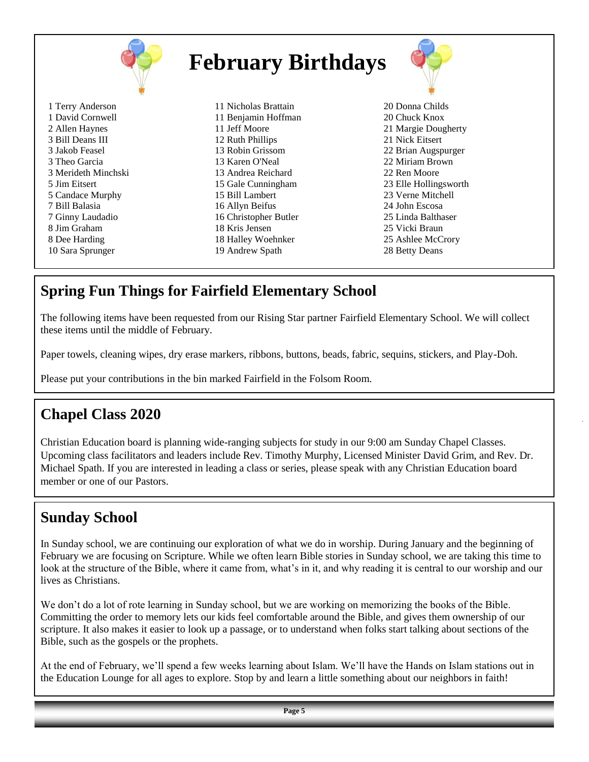# February Birthdays

1 Terry Anderson
1 David Cornwell
2 Allen Haynes
3 Bill Deans III
3 Jakob Feasel
3 Theo Garcia
3 Merideth Minchski
5 Jim Eitsert
5 Candace Murphy
7 Bill Balasia
7 Ginny Laudadio
8 Jim Graham
8 Dee Harding
10 Sara Sprunger
11 Nicholas Brattain
11 Benjamin Hoffman
11 Jeff Moore
12 Ruth Phillips
13 Robin Grissom
13 Karen O'Neal
13 Andrea Reichard
15 Gale Cunningham
15 Bill Lambert
16 Allyn Beifus
16 Christopher Butler
18 Kris Jensen
18 Halley Woehnker
19 Andrew Spath
20 Donna Childs
20 Chuck Knox
21 Margie Dougherty
21 Nick Eitsert
22 Brian Augspurger
22 Miriam Brown
22 Ren Moore
23 Elle Hollingsworth
23 Verne Mitchell
24 John Escosa
25 Linda Balthaser
25 Vicki Braun
25 Ashlee McCrory
28 Betty Deans

## Spring Fun Things for Fairfield Elementary School

The following items have been requested from our Rising Star partner Fairfield Elementary School. We will collect these items until the middle of February.

Paper towels, cleaning wipes, dry erase markers, ribbons, buttons, beads, fabric, sequins, stickers, and Play-Doh.

Please put your contributions in the bin marked Fairfield in the Folsom Room.

## Chapel Class 2020

Christian Education board is planning wide-ranging subjects for study in our 9:00 am Sunday Chapel Classes. Upcoming class facilitators and leaders include Rev. Timothy Murphy, Licensed Minister David Grim, and Rev. Dr. Michael Spath. If you are interested in leading a class or series, please speak with any Christian Education board member or one of our Pastors.

## Sunday School

In Sunday school, we are continuing our exploration of what we do in worship. During January and the beginning of February we are focusing on Scripture. While we often learn Bible stories in Sunday school, we are taking this time to look at the structure of the Bible, where it came from, what's in it, and why reading it is central to our worship and our lives as Christians.

We don't do a lot of rote learning in Sunday school, but we are working on memorizing the books of the Bible. Committing the order to memory lets our kids feel comfortable around the Bible, and gives them ownership of our scripture. It also makes it easier to look up a passage, or to understand when folks start talking about sections of the Bible, such as the gospels or the prophets.

At the end of February, we'll spend a few weeks learning about Islam. We'll have the Hands on Islam stations out in the Education Lounge for all ages to explore. Stop by and learn a little something about our neighbors in faith!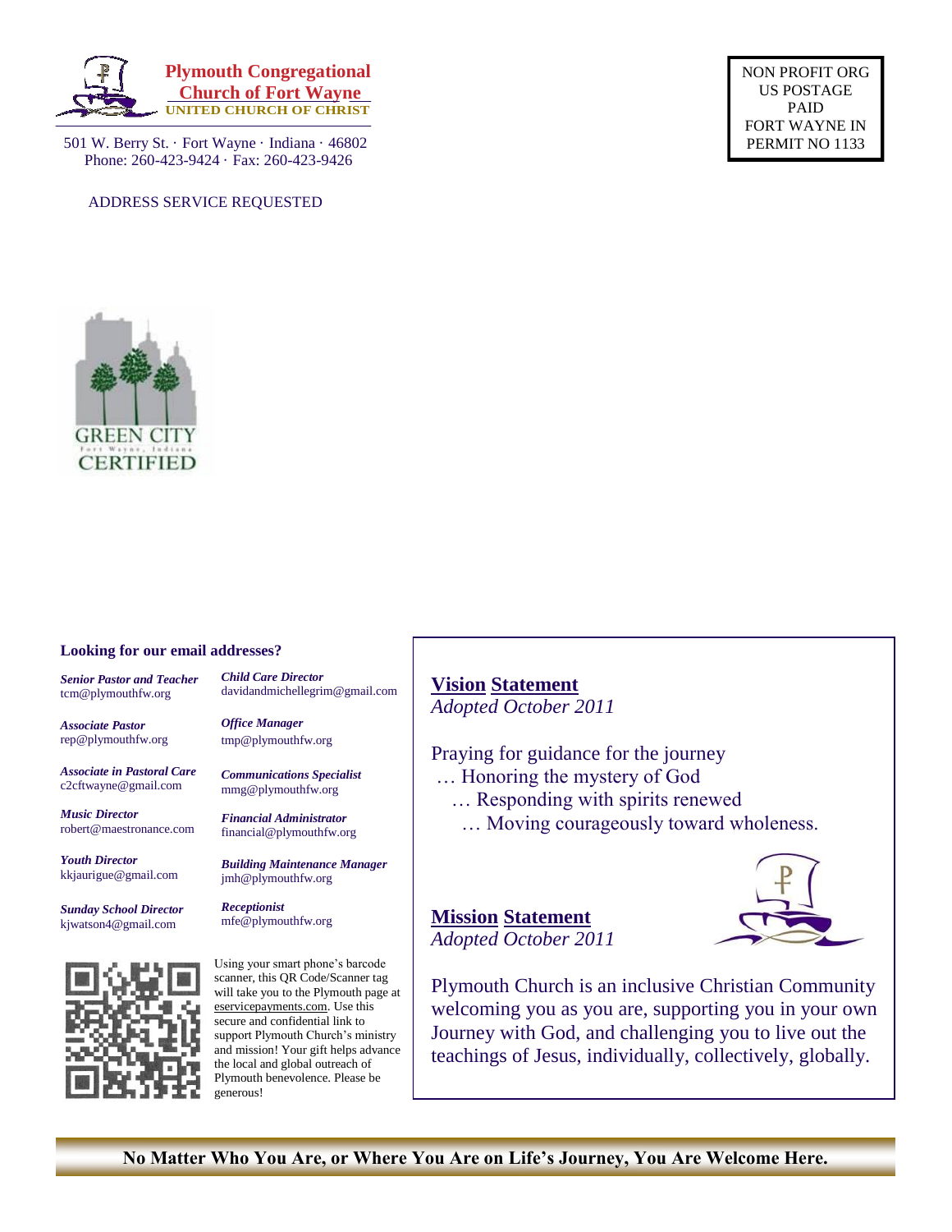**Plymouth Congregational Church of Fort Wayne**
**UNITED CHURCH OF CHRIST**

501 W. Berry St. · Fort Wayne · Indiana · 46802
Phone: 260-423-9424 · Fax: 260-423-9426

ADDRESS SERVICE REQUESTED

NON PROFIT ORG
US POSTAGE
PAID
FORT WAYNE IN
PERMIT NO 1133

GREEN CITY
Fort Wayne, Indiana
CERTIFIED

**Looking for our email addresses?**

***Senior Pastor and Teacher***
tcm@plymouthfw.org

***Associate Pastor***
rep@plymouthfw.org

***Associate in Pastoral Care***
c2cftwayne@gmail.com

***Music Director***
robert@maestronance.com

***Youth Director***
kkjaurigue@gmail.com

***Sunday School Director***
kjwatson4@gmail.com

***Child Care Director***
davidandmichellegrim@gmail.com

***Office Manager***
tmp@plymouthfw.org

***Communications Specialist***
mmg@plymouthfw.org

***Financial Administrator***
financial@plymouthfw.org

***Building Maintenance Manager***
jmh@plymouthfw.org

***Receptionist***
mfe@plymouthfw.org

Using your smart phone's barcode scanner, this QR Code/Scanner tag will take you to the Plymouth page at eservicepayments.com. Use this secure and confidential link to support Plymouth Church's ministry and mission! Your gift helps advance the local and global outreach of Plymouth benevolence. Please be generous!

## Vision Statement
*Adopted October 2011*

Praying for guidance for the journey
… Honoring the mystery of God
… Responding with spirits renewed
… Moving courageously toward wholeness.

## Mission Statement
*Adopted October 2011*

Plymouth Church is an inclusive Christian Community welcoming you as you are, supporting you in your own Journey with God, and challenging you to live out the teachings of Jesus, individually, collectively, globally.

**No Matter Who You Are, or Where You Are on Life's Journey, You Are Welcome Here.**